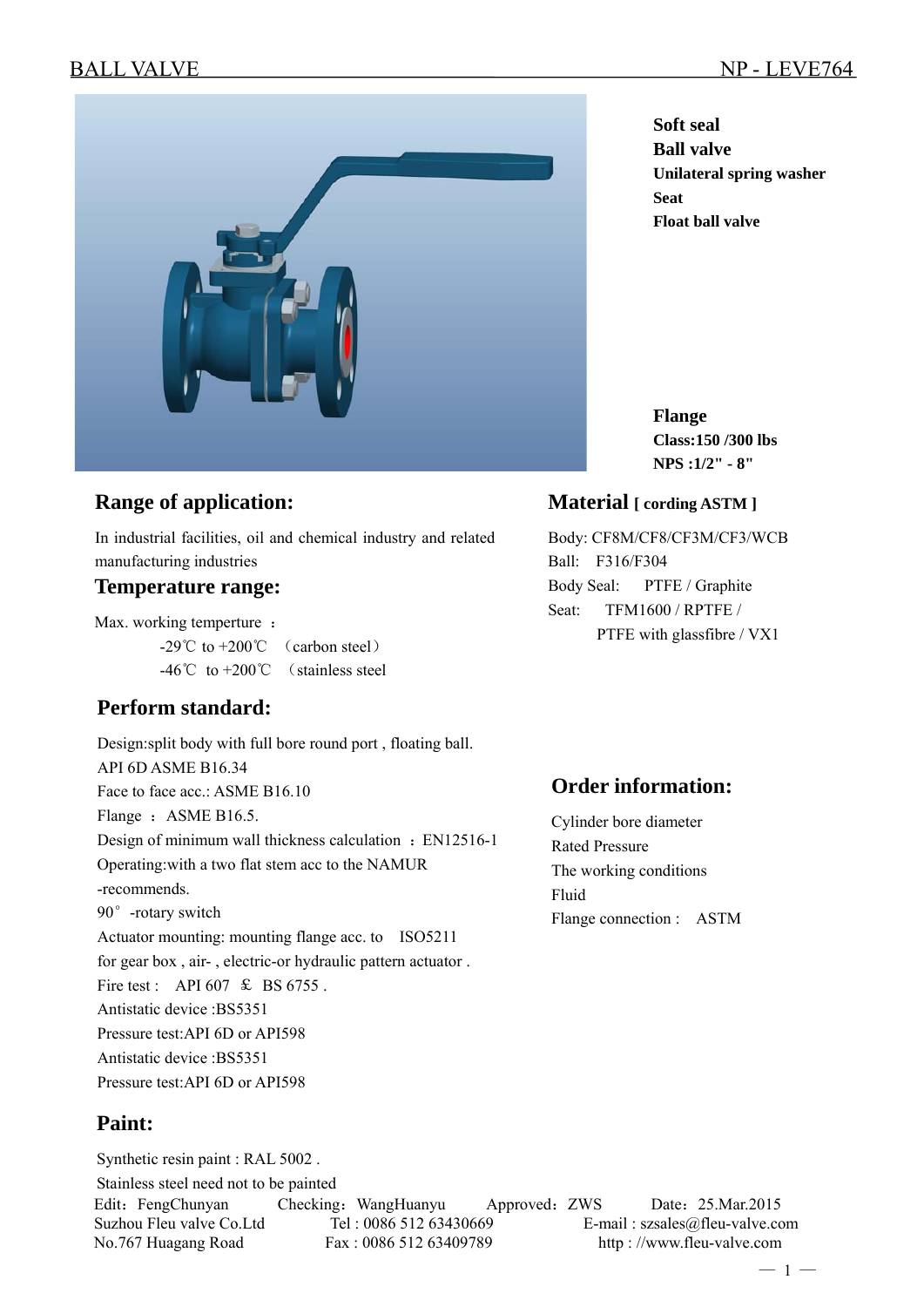# BALL VALVE — NP - LEVE764

**Soft seal**
**Ball valve**
**Unilateral spring washer**
**Seat**
**Float ball valve**

**Flange**
**Class:150 /300 lbs**
**NPS :1/2" - 8"**

## Range of application:

In industrial facilities, oil and chemical industry and related manufacturing industries

## Temperature range:

Max. working temperture ：

-29℃ to +200℃ （carbon steel）

-46℃ to +200℃ （stainless steel

## Material [ cording ASTM ]

Body: CF8M/CF8/CF3M/CF3/WCB
Ball: F316/F304
Body Seal: PTFE / Graphite
Seat: TFM1600 / RPTFE / PTFE with glassfibre / VX1

## Perform standard:

Design:split body with full bore round port , floating ball.
API 6D ASME B16.34
Face to face acc.: ASME B16.10
Flange ： ASME B16.5.
Design of minimum wall thickness calculation ：EN12516-1
Operating:with a two flat stem acc to the NAMUR -recommends.
90° -rotary switch
Actuator mounting: mounting flange acc. to ISO5211 for gear box , air- , electric-or hydraulic pattern actuator .
Fire test : API 607 ＆ BS 6755 .
Antistatic device :BS5351
Pressure test:API 6D or API598
Antistatic device :BS5351
Pressure test:API 6D or API598

## Order information:

Cylinder bore diameter
Rated Pressure
The working conditions
Fluid
Flange connection : ASTM

## Paint:

Synthetic resin paint : RAL 5002 .
Stainless steel need not to be painted

Edit：FengChunyan Checking：WangHuanyu Approved：ZWS Date：25.Mar.2015

Suzhou Fleu valve Co.Ltd Tel : 0086 512 63430669 E-mail : szsales@fleu-valve.com
No.767 Huagang Road Fax : 0086 512 63409789 http : //www.fleu-valve.com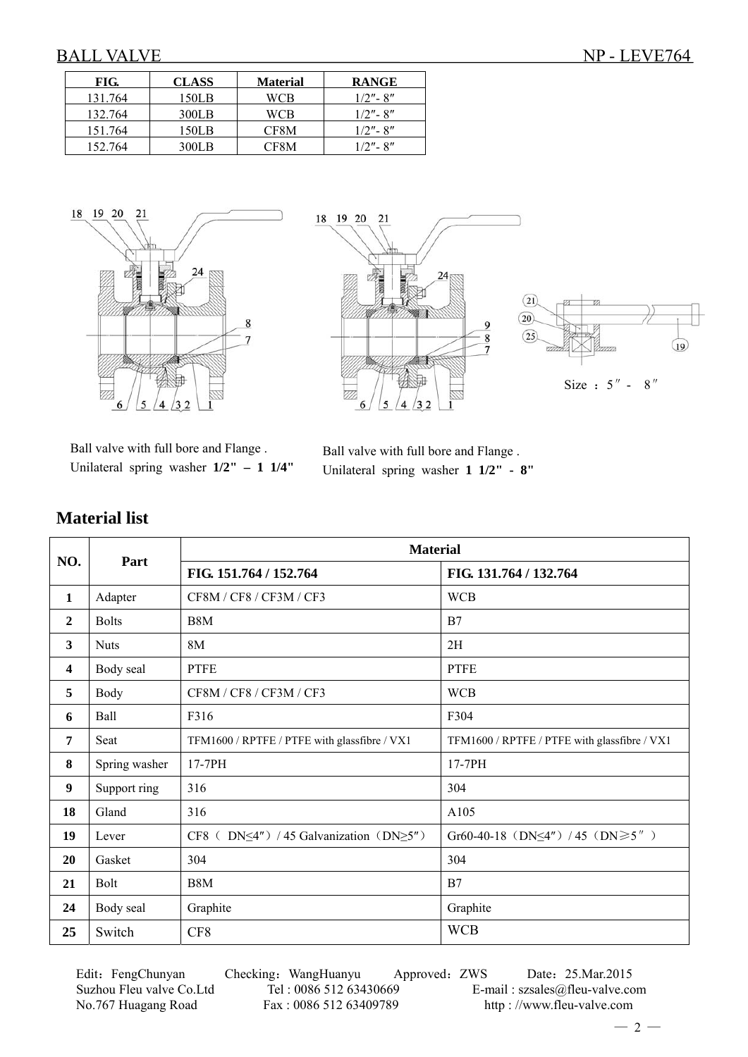# BALL VALVE NP - LEVE764

| FIG. | CLASS | Material | RANGE |
|---|---|---|---|
| 131.764 | 150LB | WCB | 1/2″- 8″ |
| 132.764 | 300LB | WCB | 1/2″- 8″ |
| 151.764 | 150LB | CF8M | 1/2″- 8″ |
| 152.764 | 300LB | CF8M | 1/2″- 8″ |

Size ：5″ - 8″

Ball valve with full bore and Flange .
Unilateral spring washer **1/2" – 1 1/4"**

Ball valve with full bore and Flange .
Unilateral spring washer **1 1/2" - 8"**

## Material list

| NO. | Part | Material | |
|---|---|---|---|
| | | **FIG. 151.764 / 152.764** | **FIG. 131.764 / 132.764** |
| **1** | Adapter | CF8M / CF8 / CF3M / CF3 | WCB |
| **2** | Bolts | B8M | B7 |
| **3** | Nuts | 8M | 2H |
| **4** | Body seal | PTFE | PTFE |
| **5** | Body | CF8M / CF8 / CF3M / CF3 | WCB |
| **6** | Ball | F316 | F304 |
| **7** | Seat | TFM1600 / RPTFE / PTFE with glassfibre / VX1 | TFM1600 / RPTFE / PTFE with glassfibre / VX1 |
| **8** | Spring washer | 17-7PH | 17-7PH |
| **9** | Support ring | 316 | 304 |
| **18** | Gland | 316 | A105 |
| **19** | Lever | CF8（ DN≤4″）/ 45 Galvanization（DN≥5″） | Gr60-40-18（DN≤4″）/ 45（DN≥5″） |
| **20** | Gasket | 304 | 304 |
| **21** | Bolt | B8M | B7 |
| **24** | Body seal | Graphite | Graphite |
| **25** | Switch | CF8 | WCB |

Edit：FengChunyan Checking：WangHuanyu Approved：ZWS Date：25.Mar.2015
Suzhou Fleu valve Co.Ltd Tel : 0086 512 63430669 E-mail : szsales@fleu-valve.com
No.767 Huagang Road Fax : 0086 512 63409789 http : //www.fleu-valve.com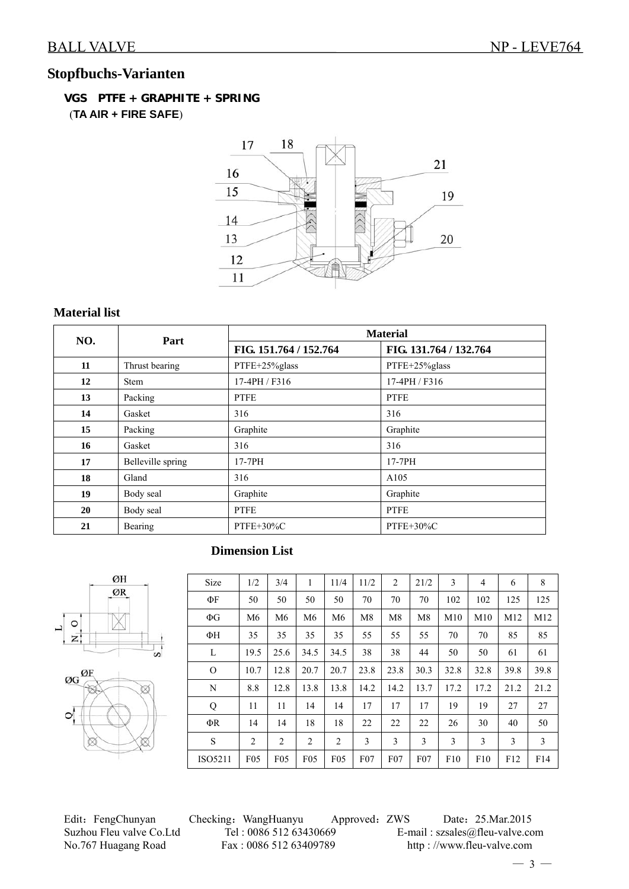## Stopfbuchs-Varianten

**VGS PTFE + GRAPHITE + SPRING**

(**TA AIR + FIRE SAFE**)

### Material list

| NO. | Part | Material | |
|---|---|---|---|
| | | FIG. 151.764 / 152.764 | FIG. 131.764 / 132.764 |
| **11** | Thrust bearing | PTFE+25%glass | PTFE+25%glass |
| **12** | Stem | 17-4PH / F316 | 17-4PH / F316 |
| **13** | Packing | PTFE | PTFE |
| **14** | Gasket | 316 | 316 |
| **15** | Packing | Graphite | Graphite |
| **16** | Gasket | 316 | 316 |
| **17** | Belleville spring | 17-7PH | 17-7PH |
| **18** | Gland | 316 | A105 |
| **19** | Body seal | Graphite | Graphite |
| **20** | Body seal | PTFE | PTFE |
| **21** | Bearing | PTFE+30%C | PTFE+30%C |

### Dimension List

| Size | 1/2 | 3/4 | 1 | 11/4 | 11/2 | 2 | 21/2 | 3 | 4 | 6 | 8 |
|---|---|---|---|---|---|---|---|---|---|---|---|
| ΦF | 50 | 50 | 50 | 50 | 70 | 70 | 70 | 102 | 102 | 125 | 125 |
| ΦG | M6 | M6 | M6 | M6 | M8 | M8 | M8 | M10 | M10 | M12 | M12 |
| ΦH | 35 | 35 | 35 | 35 | 55 | 55 | 55 | 70 | 70 | 85 | 85 |
| L | 19.5 | 25.6 | 34.5 | 34.5 | 38 | 38 | 44 | 50 | 50 | 61 | 61 |
| O | 10.7 | 12.8 | 20.7 | 20.7 | 23.8 | 23.8 | 30.3 | 32.8 | 32.8 | 39.8 | 39.8 |
| N | 8.8 | 12.8 | 13.8 | 13.8 | 14.2 | 14.2 | 13.7 | 17.2 | 17.2 | 21.2 | 21.2 |
| Q | 11 | 11 | 14 | 14 | 17 | 17 | 17 | 19 | 19 | 27 | 27 |
| ΦR | 14 | 14 | 18 | 18 | 22 | 22 | 22 | 26 | 30 | 40 | 50 |
| S | 2 | 2 | 2 | 2 | 3 | 3 | 3 | 3 | 3 | 3 | 3 |
| ISO5211 | F05 | F05 | F05 | F05 | F07 | F07 | F07 | F10 | F10 | F12 | F14 |

Edit：FengChunyan Checking：WangHuanyu Approved：ZWS Date：25.Mar.2015

Suzhou Fleu valve Co.Ltd Tel : 0086 512 63430669 E-mail : szsales@fleu-valve.com

No.767 Huagang Road Fax : 0086 512 63409789 http : //www.fleu-valve.com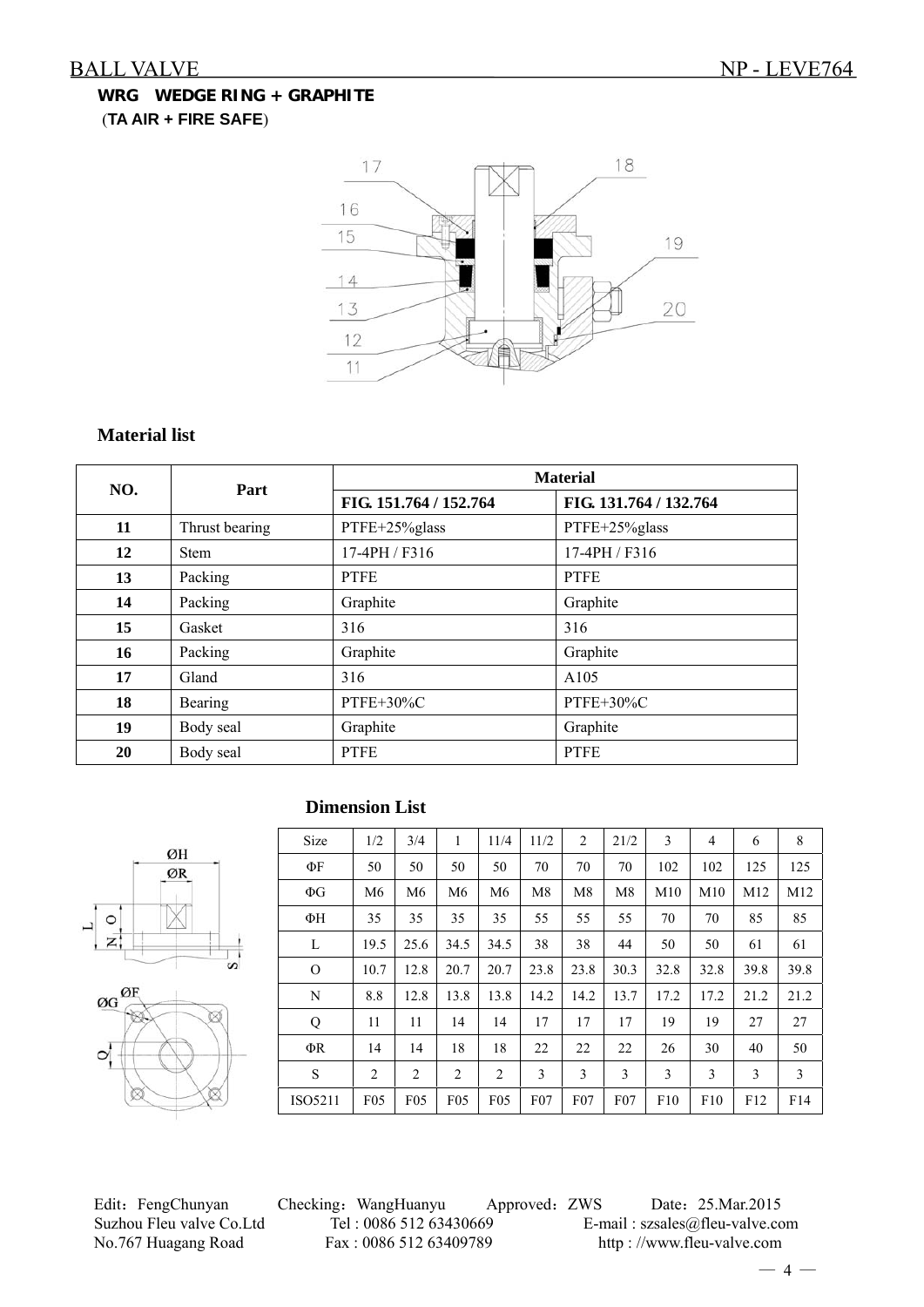**WRG WEDGE RING + GRAPHITE**

(**TA AIR + FIRE SAFE**)

## Material list

| NO. | Part | Material | |
|---|---|---|---|
| | | FIG. 151.764 / 152.764 | FIG. 131.764 / 132.764 |
| **11** | Thrust bearing | PTFE+25%glass | PTFE+25%glass |
| **12** | Stem | 17-4PH / F316 | 17-4PH / F316 |
| **13** | Packing | PTFE | PTFE |
| **14** | Packing | Graphite | Graphite |
| **15** | Gasket | 316 | 316 |
| **16** | Packing | Graphite | Graphite |
| **17** | Gland | 316 | A105 |
| **18** | Bearing | PTFE+30%C | PTFE+30%C |
| **19** | Body seal | Graphite | Graphite |
| **20** | Body seal | PTFE | PTFE |

## Dimension List

| Size | 1/2 | 3/4 | 1 | 11/4 | 11/2 | 2 | 21/2 | 3 | 4 | 6 | 8 |
|---|---|---|---|---|---|---|---|---|---|---|---|
| ΦF | 50 | 50 | 50 | 50 | 70 | 70 | 70 | 102 | 102 | 125 | 125 |
| ΦG | M6 | M6 | M6 | M6 | M8 | M8 | M8 | M10 | M10 | M12 | M12 |
| ΦH | 35 | 35 | 35 | 35 | 55 | 55 | 55 | 70 | 70 | 85 | 85 |
| L | 19.5 | 25.6 | 34.5 | 34.5 | 38 | 38 | 44 | 50 | 50 | 61 | 61 |
| O | 10.7 | 12.8 | 20.7 | 20.7 | 23.8 | 23.8 | 30.3 | 32.8 | 32.8 | 39.8 | 39.8 |
| N | 8.8 | 12.8 | 13.8 | 13.8 | 14.2 | 14.2 | 13.7 | 17.2 | 17.2 | 21.2 | 21.2 |
| Q | 11 | 11 | 14 | 14 | 17 | 17 | 17 | 19 | 19 | 27 | 27 |
| ΦR | 14 | 14 | 18 | 18 | 22 | 22 | 22 | 26 | 30 | 40 | 50 |
| S | 2 | 2 | 2 | 2 | 3 | 3 | 3 | 3 | 3 | 3 | 3 |
| ISO5211 | F05 | F05 | F05 | F05 | F07 | F07 | F07 | F10 | F10 | F12 | F14 |

Edit：FengChunyan Checking：WangHuanyu Approved：ZWS Date：25.Mar.2015

Suzhou Fleu valve Co.Ltd Tel : 0086 512 63430669 E-mail : szsales@fleu-valve.com

No.767 Huagang Road Fax : 0086 512 63409789 http : //www.fleu-valve.com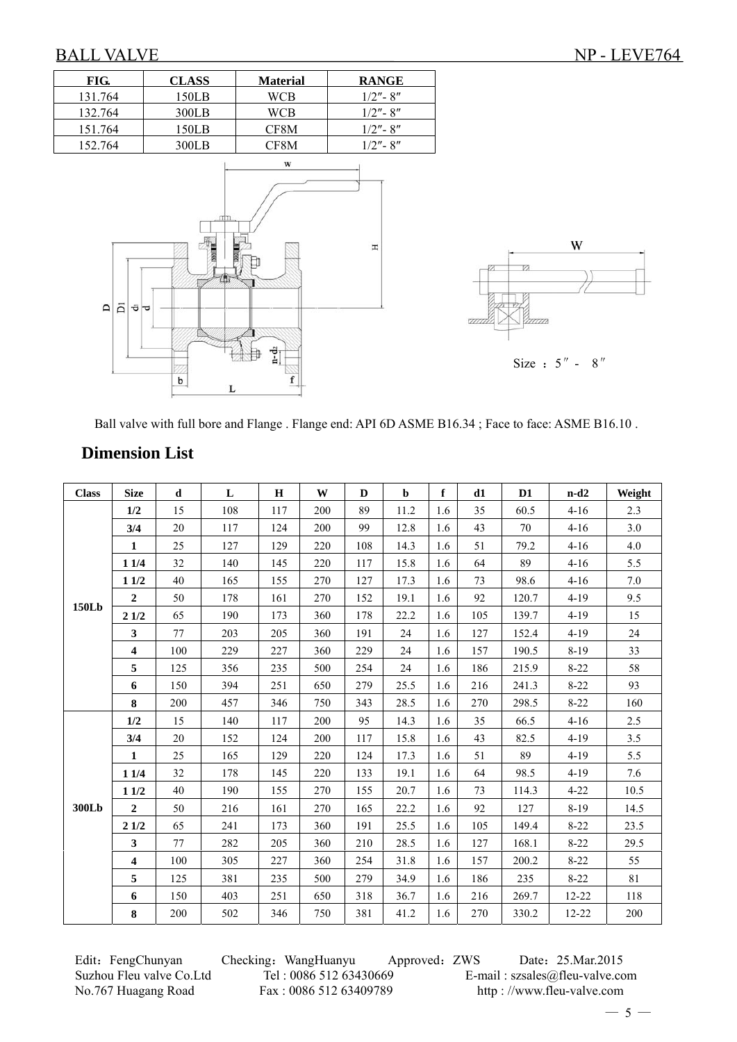# BALL VALVE

NP - LEVE764

| FIG. | CLASS | Material | RANGE |
|---|---|---|---|
| 131.764 | 150LB | WCB | 1/2″- 8″ |
| 132.764 | 300LB | WCB | 1/2″- 8″ |
| 151.764 | 150LB | CF8M | 1/2″- 8″ |
| 152.764 | 300LB | CF8M | 1/2″- 8″ |

Size ：5″ - 8″

Ball valve with full bore and Flange . Flange end: API 6D ASME B16.34 ; Face to face: ASME B16.10 .

## Dimension List

| Class | Size | d | L | H | W | D | b | f | d1 | D1 | n-d2 | Weight |
|---|---|---|---|---|---|---|---|---|---|---|---|---|
| 150Lb | 1/2 | 15 | 108 | 117 | 200 | 89 | 11.2 | 1.6 | 35 | 60.5 | 4-16 | 2.3 |
| | 3/4 | 20 | 117 | 124 | 200 | 99 | 12.8 | 1.6 | 43 | 70 | 4-16 | 3.0 |
| | 1 | 25 | 127 | 129 | 220 | 108 | 14.3 | 1.6 | 51 | 79.2 | 4-16 | 4.0 |
| | 1 1/4 | 32 | 140 | 145 | 220 | 117 | 15.8 | 1.6 | 64 | 89 | 4-16 | 5.5 |
| | 1 1/2 | 40 | 165 | 155 | 270 | 127 | 17.3 | 1.6 | 73 | 98.6 | 4-16 | 7.0 |
| | 2 | 50 | 178 | 161 | 270 | 152 | 19.1 | 1.6 | 92 | 120.7 | 4-19 | 9.5 |
| | 2 1/2 | 65 | 190 | 173 | 360 | 178 | 22.2 | 1.6 | 105 | 139.7 | 4-19 | 15 |
| | 3 | 77 | 203 | 205 | 360 | 191 | 24 | 1.6 | 127 | 152.4 | 4-19 | 24 |
| | 4 | 100 | 229 | 227 | 360 | 229 | 24 | 1.6 | 157 | 190.5 | 8-19 | 33 |
| | 5 | 125 | 356 | 235 | 500 | 254 | 24 | 1.6 | 186 | 215.9 | 8-22 | 58 |
| | 6 | 150 | 394 | 251 | 650 | 279 | 25.5 | 1.6 | 216 | 241.3 | 8-22 | 93 |
| | 8 | 200 | 457 | 346 | 750 | 343 | 28.5 | 1.6 | 270 | 298.5 | 8-22 | 160 |
| 300Lb | 1/2 | 15 | 140 | 117 | 200 | 95 | 14.3 | 1.6 | 35 | 66.5 | 4-16 | 2.5 |
| | 3/4 | 20 | 152 | 124 | 200 | 117 | 15.8 | 1.6 | 43 | 82.5 | 4-19 | 3.5 |
| | 1 | 25 | 165 | 129 | 220 | 124 | 17.3 | 1.6 | 51 | 89 | 4-19 | 5.5 |
| | 1 1/4 | 32 | 178 | 145 | 220 | 133 | 19.1 | 1.6 | 64 | 98.5 | 4-19 | 7.6 |
| | 1 1/2 | 40 | 190 | 155 | 270 | 155 | 20.7 | 1.6 | 73 | 114.3 | 4-22 | 10.5 |
| | 2 | 50 | 216 | 161 | 270 | 165 | 22.2 | 1.6 | 92 | 127 | 8-19 | 14.5 |
| | 2 1/2 | 65 | 241 | 173 | 360 | 191 | 25.5 | 1.6 | 105 | 149.4 | 8-22 | 23.5 |
| | 3 | 77 | 282 | 205 | 360 | 210 | 28.5 | 1.6 | 127 | 168.1 | 8-22 | 29.5 |
| | 4 | 100 | 305 | 227 | 360 | 254 | 31.8 | 1.6 | 157 | 200.2 | 8-22 | 55 |
| | 5 | 125 | 381 | 235 | 500 | 279 | 34.9 | 1.6 | 186 | 235 | 8-22 | 81 |
| | 6 | 150 | 403 | 251 | 650 | 318 | 36.7 | 1.6 | 216 | 269.7 | 12-22 | 118 |
| | 8 | 200 | 502 | 346 | 750 | 381 | 41.2 | 1.6 | 270 | 330.2 | 12-22 | 200 |

Edit：FengChunyan Checking：WangHuanyu Approved：ZWS Date：25.Mar.2015
Suzhou Fleu valve Co.Ltd Tel : 0086 512 63430669 E-mail : szsales@fleu-valve.com
No.767 Huagang Road Fax : 0086 512 63409789 http : //www.fleu-valve.com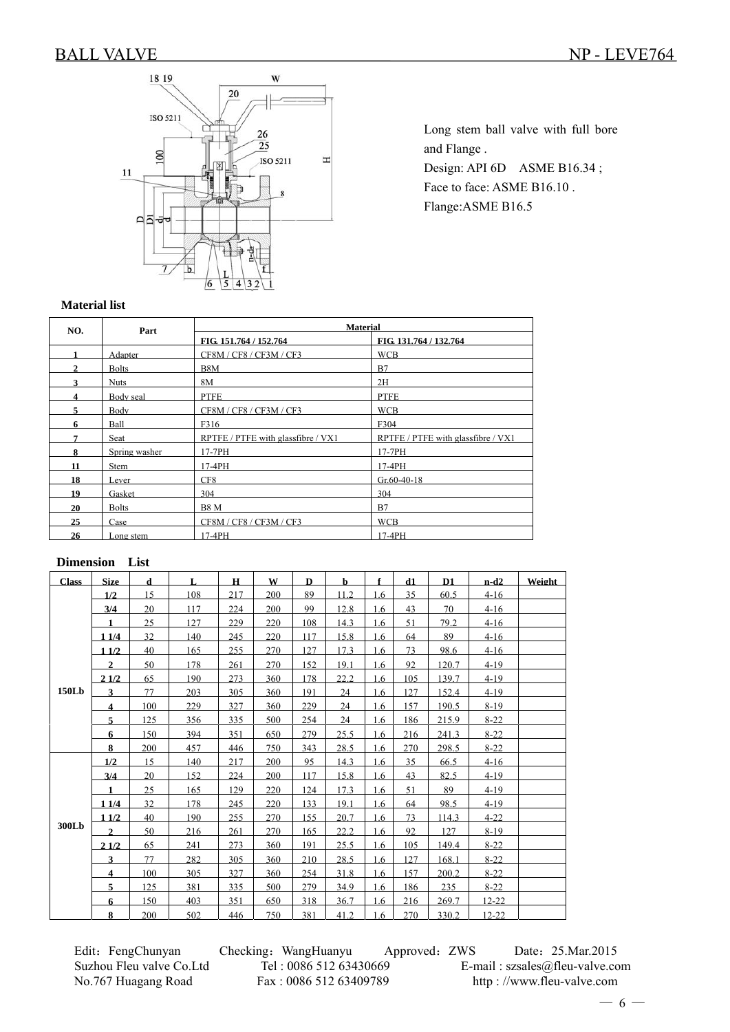# BALL VALVE NP - LEVE764

Long stem ball valve with full bore and Flange .
Design: API 6D ASME B16.34 ;
Face to face: ASME B16.10 .
Flange:ASME B16.5

**Material list**

| NO. | Part | Material | |
|---|---|---|---|
| | | FIG. 151.764 / 152.764 | FIG. 131.764 / 132.764 |
| 1 | Adapter | CF8M / CF8 / CF3M / CF3 | WCB |
| 2 | Bolts | B8M | B7 |
| 3 | Nuts | 8M | 2H |
| 4 | Body seal | PTFE | PTFE |
| 5 | Body | CF8M / CF8 / CF3M / CF3 | WCB |
| 6 | Ball | F316 | F304 |
| 7 | Seat | RPTFE / PTFE with glassfibre / VX1 | RPTFE / PTFE with glassfibre / VX1 |
| 8 | Spring washer | 17-7PH | 17-7PH |
| 11 | Stem | 17-4PH | 17-4PH |
| 18 | Lever | CF8 | Gr.60-40-18 |
| 19 | Gasket | 304 | 304 |
| 20 | Bolts | B8 M | B7 |
| 25 | Case | CF8M / CF8 / CF3M / CF3 | WCB |
| 26 | Long stem | 17-4PH | 17-4PH |

**Dimension List**

| Class | Size | d | L | H | W | D | b | f | d1 | D1 | n-d2 | Weight |
|---|---|---|---|---|---|---|---|---|---|---|---|---|
| 150Lb | 1/2 | 15 | 108 | 217 | 200 | 89 | 11.2 | 1.6 | 35 | 60.5 | 4-16 | |
| | 3/4 | 20 | 117 | 224 | 200 | 99 | 12.8 | 1.6 | 43 | 70 | 4-16 | |
| | 1 | 25 | 127 | 229 | 220 | 108 | 14.3 | 1.6 | 51 | 79.2 | 4-16 | |
| | 1 1/4 | 32 | 140 | 245 | 220 | 117 | 15.8 | 1.6 | 64 | 89 | 4-16 | |
| | 1 1/2 | 40 | 165 | 255 | 270 | 127 | 17.3 | 1.6 | 73 | 98.6 | 4-16 | |
| | 2 | 50 | 178 | 261 | 270 | 152 | 19.1 | 1.6 | 92 | 120.7 | 4-19 | |
| | 2 1/2 | 65 | 190 | 273 | 360 | 178 | 22.2 | 1.6 | 105 | 139.7 | 4-19 | |
| | 3 | 77 | 203 | 305 | 360 | 191 | 24 | 1.6 | 127 | 152.4 | 4-19 | |
| | 4 | 100 | 229 | 327 | 360 | 229 | 24 | 1.6 | 157 | 190.5 | 8-19 | |
| | 5 | 125 | 356 | 335 | 500 | 254 | 24 | 1.6 | 186 | 215.9 | 8-22 | |
| | 6 | 150 | 394 | 351 | 650 | 279 | 25.5 | 1.6 | 216 | 241.3 | 8-22 | |
| | 8 | 200 | 457 | 446 | 750 | 343 | 28.5 | 1.6 | 270 | 298.5 | 8-22 | |
| 300Lb | 1/2 | 15 | 140 | 217 | 200 | 95 | 14.3 | 1.6 | 35 | 66.5 | 4-16 | |
| | 3/4 | 20 | 152 | 224 | 200 | 117 | 15.8 | 1.6 | 43 | 82.5 | 4-19 | |
| | 1 | 25 | 165 | 129 | 220 | 124 | 17.3 | 1.6 | 51 | 89 | 4-19 | |
| | 1 1/4 | 32 | 178 | 245 | 220 | 133 | 19.1 | 1.6 | 64 | 98.5 | 4-19 | |
| | 1 1/2 | 40 | 190 | 255 | 270 | 155 | 20.7 | 1.6 | 73 | 114.3 | 4-22 | |
| | 2 | 50 | 216 | 261 | 270 | 165 | 22.2 | 1.6 | 92 | 127 | 8-19 | |
| | 2 1/2 | 65 | 241 | 273 | 360 | 191 | 25.5 | 1.6 | 105 | 149.4 | 8-22 | |
| | 3 | 77 | 282 | 305 | 360 | 210 | 28.5 | 1.6 | 127 | 168.1 | 8-22 | |
| | 4 | 100 | 305 | 327 | 360 | 254 | 31.8 | 1.6 | 157 | 200.2 | 8-22 | |
| | 5 | 125 | 381 | 335 | 500 | 279 | 34.9 | 1.6 | 186 | 235 | 8-22 | |
| | 6 | 150 | 403 | 351 | 650 | 318 | 36.7 | 1.6 | 216 | 269.7 | 12-22 | |
| | 8 | 200 | 502 | 446 | 750 | 381 | 41.2 | 1.6 | 270 | 330.2 | 12-22 | |

Edit：FengChunyan Checking：WangHuanyu Approved：ZWS Date：25.Mar.2015
Suzhou Fleu valve Co.Ltd Tel : 0086 512 63430669 E-mail : szsales@fleu-valve.com
No.767 Huagang Road Fax : 0086 512 63409789 http : //www.fleu-valve.com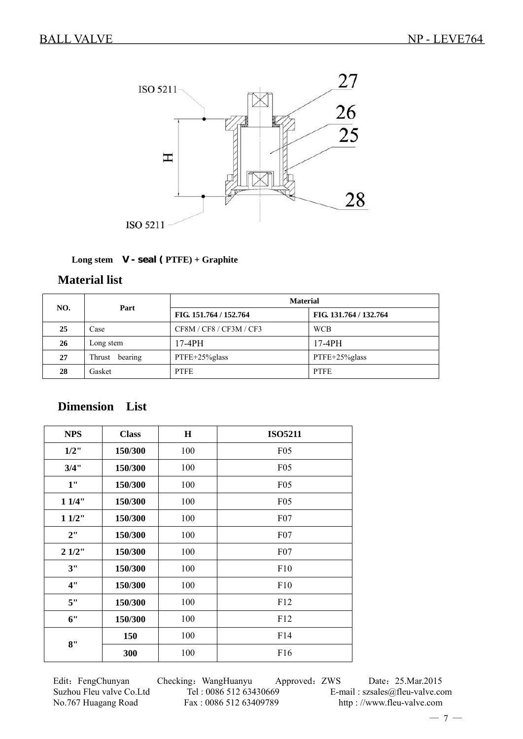Long stem **V - seal (** PTFE) + Graphite

## Material list

| NO. | Part | Material | |
|---|---|---|---|
| | | FIG. 151.764 / 152.764 | FIG. 131.764 / 132.764 |
| 25 | Case | CF8M / CF8 / CF3M / CF3 | WCB |
| 26 | Long stem | 17-4PH | 17-4PH |
| 27 | Thrust bearing | PTFE+25%glass | PTFE+25%glass |
| 28 | Gasket | PTFE | PTFE |

## Dimension List

| NPS | Class | H | ISO5211 |
|---|---|---|---|
| 1/2" | 150/300 | 100 | F05 |
| 3/4" | 150/300 | 100 | F05 |
| 1" | 150/300 | 100 | F05 |
| 1 1/4" | 150/300 | 100 | F05 |
| 1 1/2" | 150/300 | 100 | F07 |
| 2" | 150/300 | 100 | F07 |
| 2 1/2" | 150/300 | 100 | F07 |
| 3" | 150/300 | 100 | F10 |
| 4" | 150/300 | 100 | F10 |
| 5" | 150/300 | 100 | F12 |
| 6" | 150/300 | 100 | F12 |
| 8" | 150 | 100 | F14 |
| | 300 | 100 | F16 |

Edit：FengChunyan Checking：WangHuanyu Approved：ZWS Date：25.Mar.2015

Suzhou Fleu valve Co.Ltd Tel : 0086 512 63430669 E-mail : szsales@fleu-valve.com

No.767 Huagang Road Fax : 0086 512 63409789 http : //www.fleu-valve.com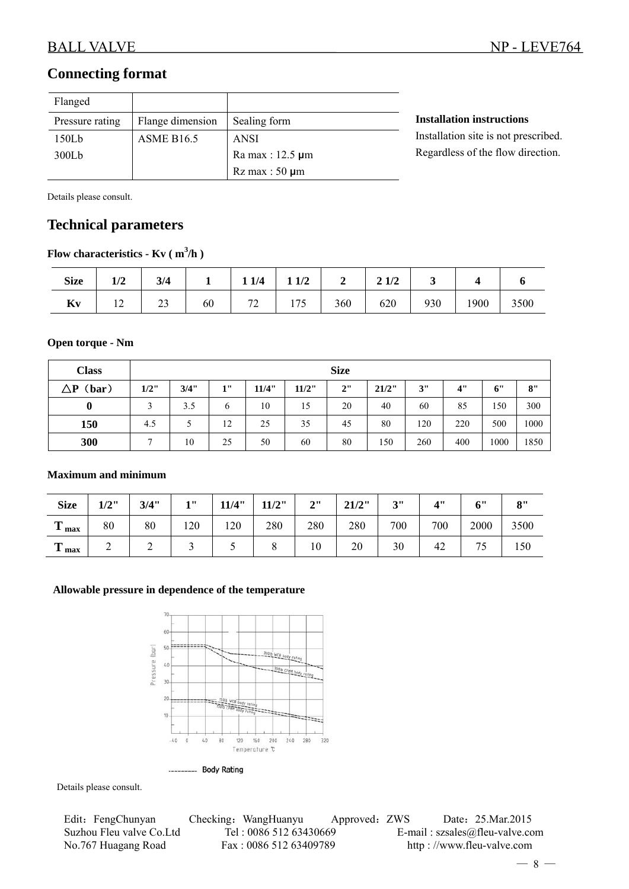## Connecting format

| Flanged | | |
|---|---|---|
| Pressure rating | Flange dimension | Sealing form |
| 150Lb<br>300Lb | ASME B16.5 | ANSI<br>Ra max : 12.5 μm<br>Rz max : 50 μm |

**Installation instructions**

Installation site is not prescribed.
Regardless of the flow direction.

Details please consult.

## Technical parameters

**Flow characteristics - Kv ( $m^3$/h )**

| Size | 1/2 | 3/4 | 1 | 1 1/4 | 1 1/2 | 2 | 2 1/2 | 3 | 4 | 6 |
|---|---|---|---|---|---|---|---|---|---|---|
| Kv | 12 | 23 | 60 | 72 | 175 | 360 | 620 | 930 | 1900 | 3500 |

**Open torque - Nm**

| Class | Size | | | | | | | | | | |
|---|---|---|---|---|---|---|---|---|---|---|---|
| △P（bar） | 1/2" | 3/4" | 1" | 11/4" | 11/2" | 2" | 21/2" | 3" | 4" | 6" | 8" |
| 0 | 3 | 3.5 | 6 | 10 | 15 | 20 | 40 | 60 | 85 | 150 | 300 |
| 150 | 4.5 | 5 | 12 | 25 | 35 | 45 | 80 | 120 | 220 | 500 | 1000 |
| 300 | 7 | 10 | 25 | 50 | 60 | 80 | 150 | 260 | 400 | 1000 | 1850 |

**Maximum and minimum**

| Size | 1/2" | 3/4" | 1" | 11/4" | 11/2" | 2" | 21/2" | 3" | 4" | 6" | 8" |
|---|---|---|---|---|---|---|---|---|---|---|---|
| $T_{max}$ | 80 | 80 | 120 | 120 | 280 | 280 | 280 | 700 | 700 | 2000 | 3500 |
| $T_{max}$ | 2 | 2 | 3 | 5 | 8 | 10 | 20 | 30 | 42 | 75 | 150 |

**Allowable pressure in dependence of the temperature**

70
60
50
40
30
20
10
Pressure (bar)
300lb WCB body rating
300lb CF8M body rating
150lb WCB body rating
150lb CF8M body rating
-40 0 40 80 120 160 200 240 280 320
Temperature ℃
Body Rating

Details please consult.

Edit：FengChunyan  Checking：WangHuanyu  Approved：ZWS  Date：25.Mar.2015
Suzhou Fleu valve Co.Ltd  Tel : 0086 512 63430669  E-mail : szsales@fleu-valve.com
No.767 Huagang Road  Fax : 0086 512 63409789  http : //www.fleu-valve.com